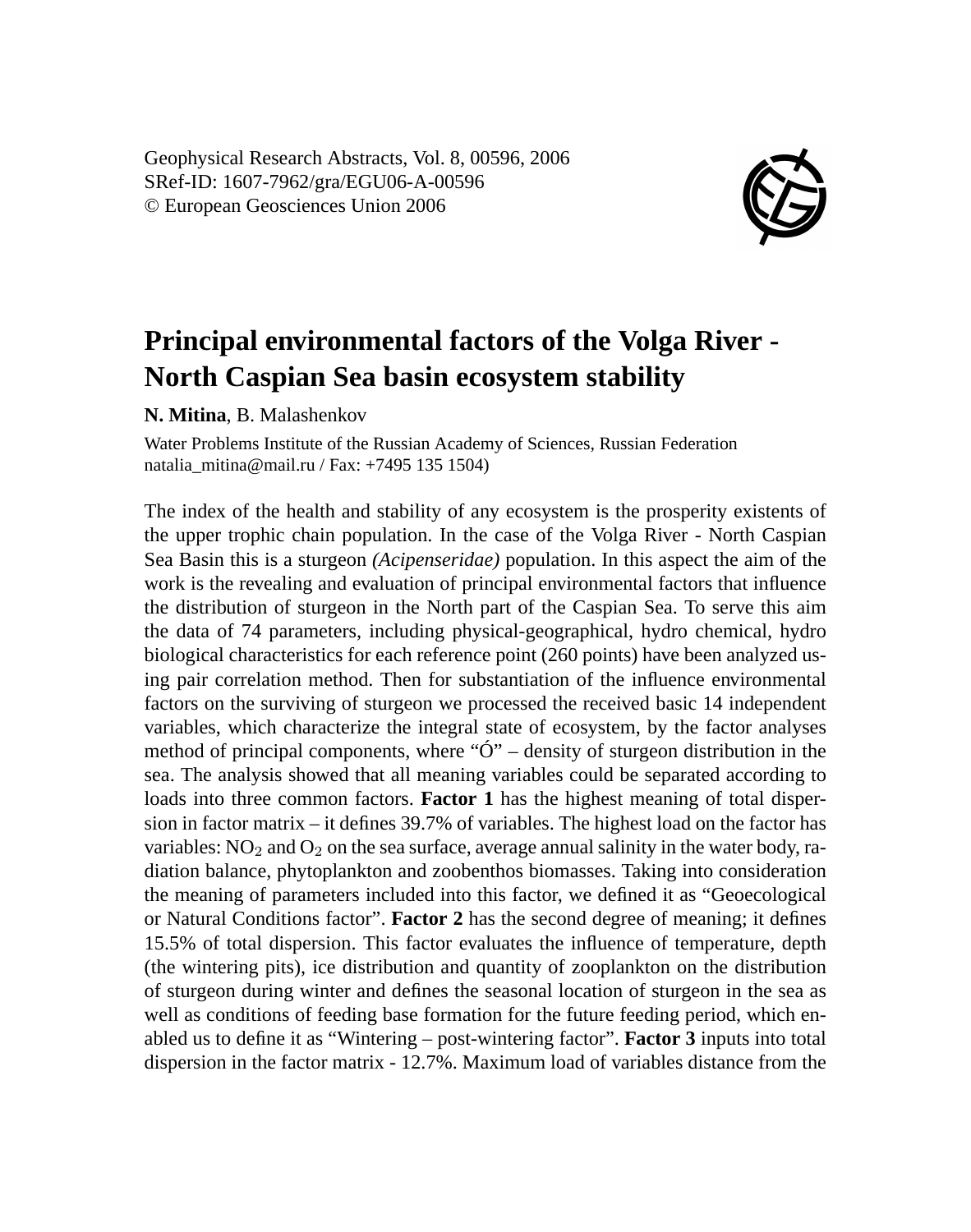Geophysical Research Abstracts, Vol. 8, 00596, 2006
SRef-ID: 1607-7962/gra/EGU06-A-00596
© European Geosciences Union 2006

# Principal environmental factors of the Volga River - North Caspian Sea basin ecosystem stability

**N. Mitina**, B. Malashenkov

Water Problems Institute of the Russian Academy of Sciences, Russian Federation
natalia_mitina@mail.ru / Fax: +7495 135 1504)

The index of the health and stability of any ecosystem is the prosperity existents of the upper trophic chain population. In the case of the Volga River - North Caspian Sea Basin this is a sturgeon *(Acipenseridae)* population. In this aspect the aim of the work is the revealing and evaluation of principal environmental factors that influence the distribution of sturgeon in the North part of the Caspian Sea. To serve this aim the data of 74 parameters, including physical-geographical, hydro chemical, hydro biological characteristics for each reference point (260 points) have been analyzed using pair correlation method. Then for substantiation of the influence environmental factors on the surviving of sturgeon we processed the received basic 14 independent variables, which characterize the integral state of ecosystem, by the factor analyses method of principal components, where "Ó" – density of sturgeon distribution in the sea. The analysis showed that all meaning variables could be separated according to loads into three common factors. **Factor 1** has the highest meaning of total dispersion in factor matrix – it defines 39.7% of variables. The highest load on the factor has variables: $NO_2$ and $O_2$ on the sea surface, average annual salinity in the water body, radiation balance, phytoplankton and zoobenthos biomasses. Taking into consideration the meaning of parameters included into this factor, we defined it as "Geoecological or Natural Conditions factor". **Factor 2** has the second degree of meaning; it defines 15.5% of total dispersion. This factor evaluates the influence of temperature, depth (the wintering pits), ice distribution and quantity of zooplankton on the distribution of sturgeon during winter and defines the seasonal location of sturgeon in the sea as well as conditions of feeding base formation for the future feeding period, which enabled us to define it as "Wintering – post-wintering factor". **Factor 3** inputs into total dispersion in the factor matrix - 12.7%. Maximum load of variables distance from the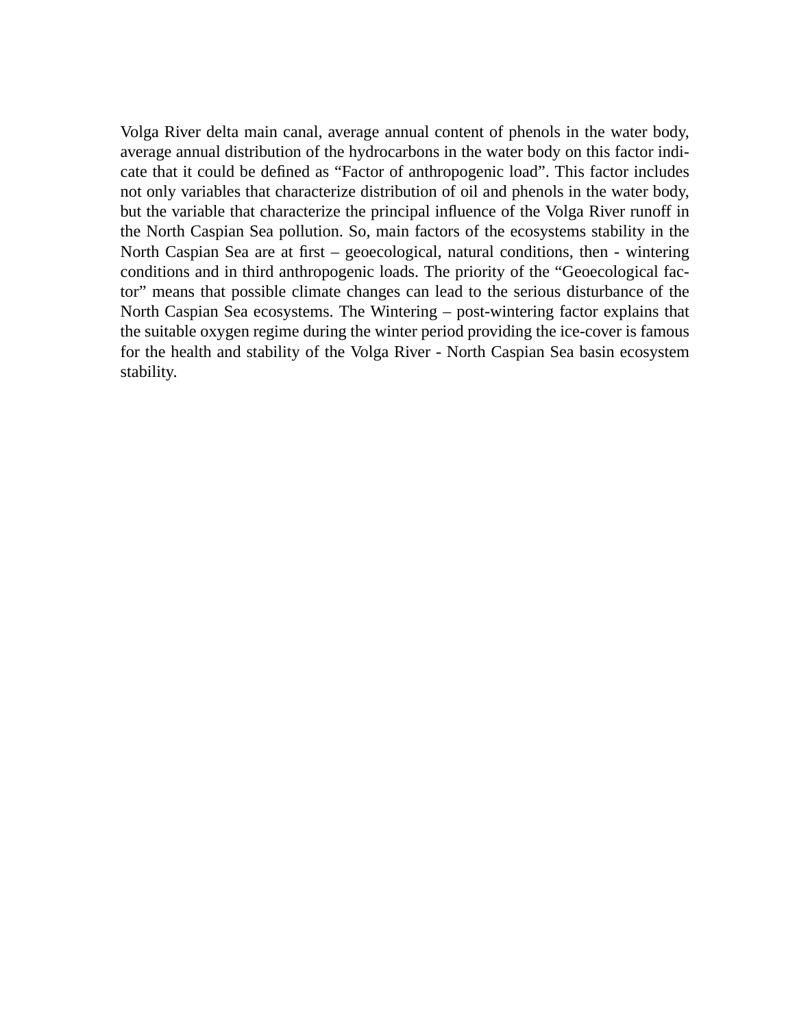Volga River delta main canal, average annual content of phenols in the water body, average annual distribution of the hydrocarbons in the water body on this factor indicate that it could be defined as "Factor of anthropogenic load". This factor includes not only variables that characterize distribution of oil and phenols in the water body, but the variable that characterize the principal influence of the Volga River runoff in the North Caspian Sea pollution. So, main factors of the ecosystems stability in the North Caspian Sea are at first – geoecological, natural conditions, then - wintering conditions and in third anthropogenic loads. The priority of the "Geoecological factor" means that possible climate changes can lead to the serious disturbance of the North Caspian Sea ecosystems. The Wintering – post-wintering factor explains that the suitable oxygen regime during the winter period providing the ice-cover is famous for the health and stability of the Volga River - North Caspian Sea basin ecosystem stability.